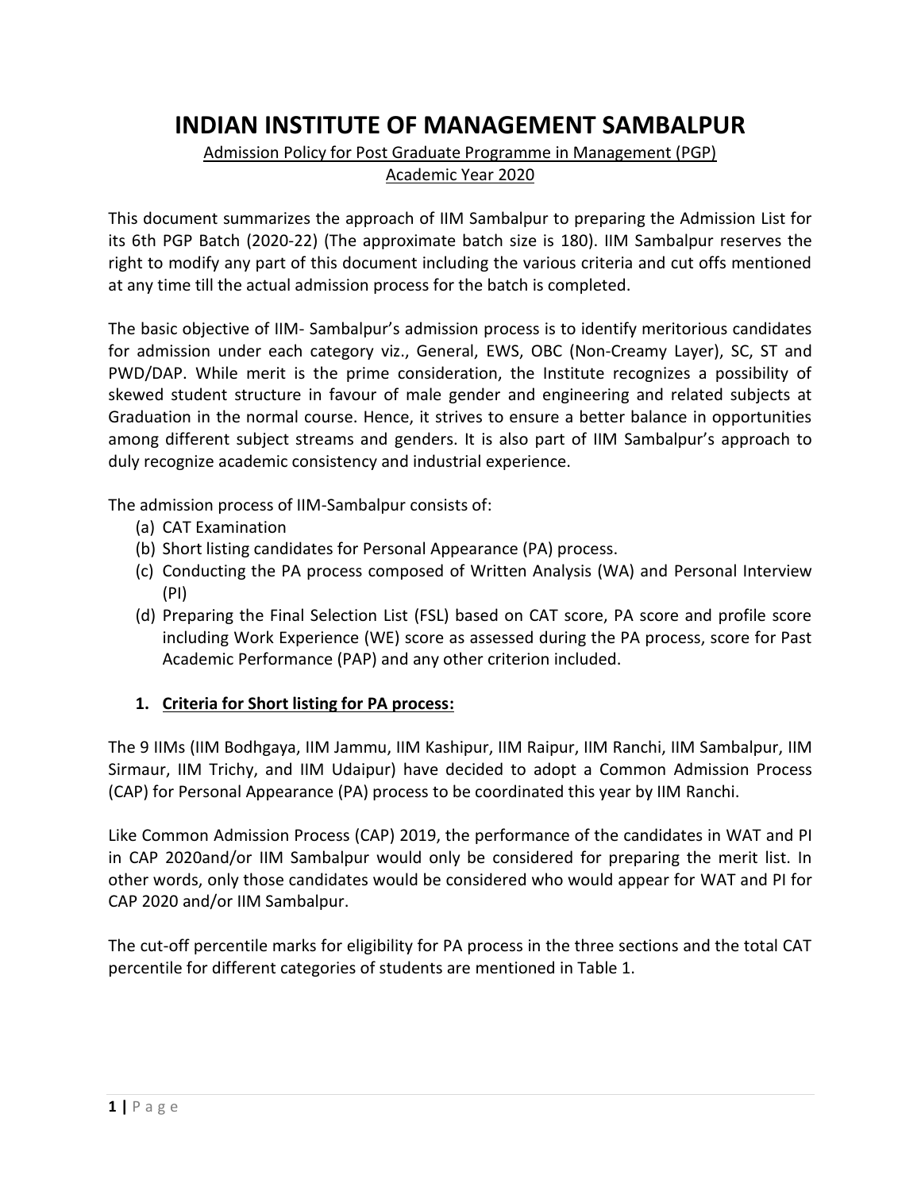# INDIAN INSTITUTE OF MANAGEMENT SAMBALPUR

Admission Policy for Post Graduate Programme in Management (PGP)
Academic Year 2020

This document summarizes the approach of IIM Sambalpur to preparing the Admission List for its 6th PGP Batch (2020-22) (The approximate batch size is 180). IIM Sambalpur reserves the right to modify any part of this document including the various criteria and cut offs mentioned at any time till the actual admission process for the batch is completed.

The basic objective of IIM- Sambalpur's admission process is to identify meritorious candidates for admission under each category viz., General, EWS, OBC (Non-Creamy Layer), SC, ST and PWD/DAP. While merit is the prime consideration, the Institute recognizes a possibility of skewed student structure in favour of male gender and engineering and related subjects at Graduation in the normal course. Hence, it strives to ensure a better balance in opportunities among different subject streams and genders. It is also part of IIM Sambalpur's approach to duly recognize academic consistency and industrial experience.

The admission process of IIM-Sambalpur consists of:

(a) CAT Examination
(b) Short listing candidates for Personal Appearance (PA) process.
(c) Conducting the PA process composed of Written Analysis (WA) and Personal Interview (PI)
(d) Preparing the Final Selection List (FSL) based on CAT score, PA score and profile score including Work Experience (WE) score as assessed during the PA process, score for Past Academic Performance (PAP) and any other criterion included.

## 1. Criteria for Short listing for PA process:

The 9 IIMs (IIM Bodhgaya, IIM Jammu, IIM Kashipur, IIM Raipur, IIM Ranchi, IIM Sambalpur, IIM Sirmaur, IIM Trichy, and IIM Udaipur) have decided to adopt a Common Admission Process (CAP) for Personal Appearance (PA) process to be coordinated this year by IIM Ranchi.

Like Common Admission Process (CAP) 2019, the performance of the candidates in WAT and PI in CAP 2020and/or IIM Sambalpur would only be considered for preparing the merit list. In other words, only those candidates would be considered who would appear for WAT and PI for CAP 2020 and/or IIM Sambalpur.

The cut-off percentile marks for eligibility for PA process in the three sections and the total CAT percentile for different categories of students are mentioned in Table 1.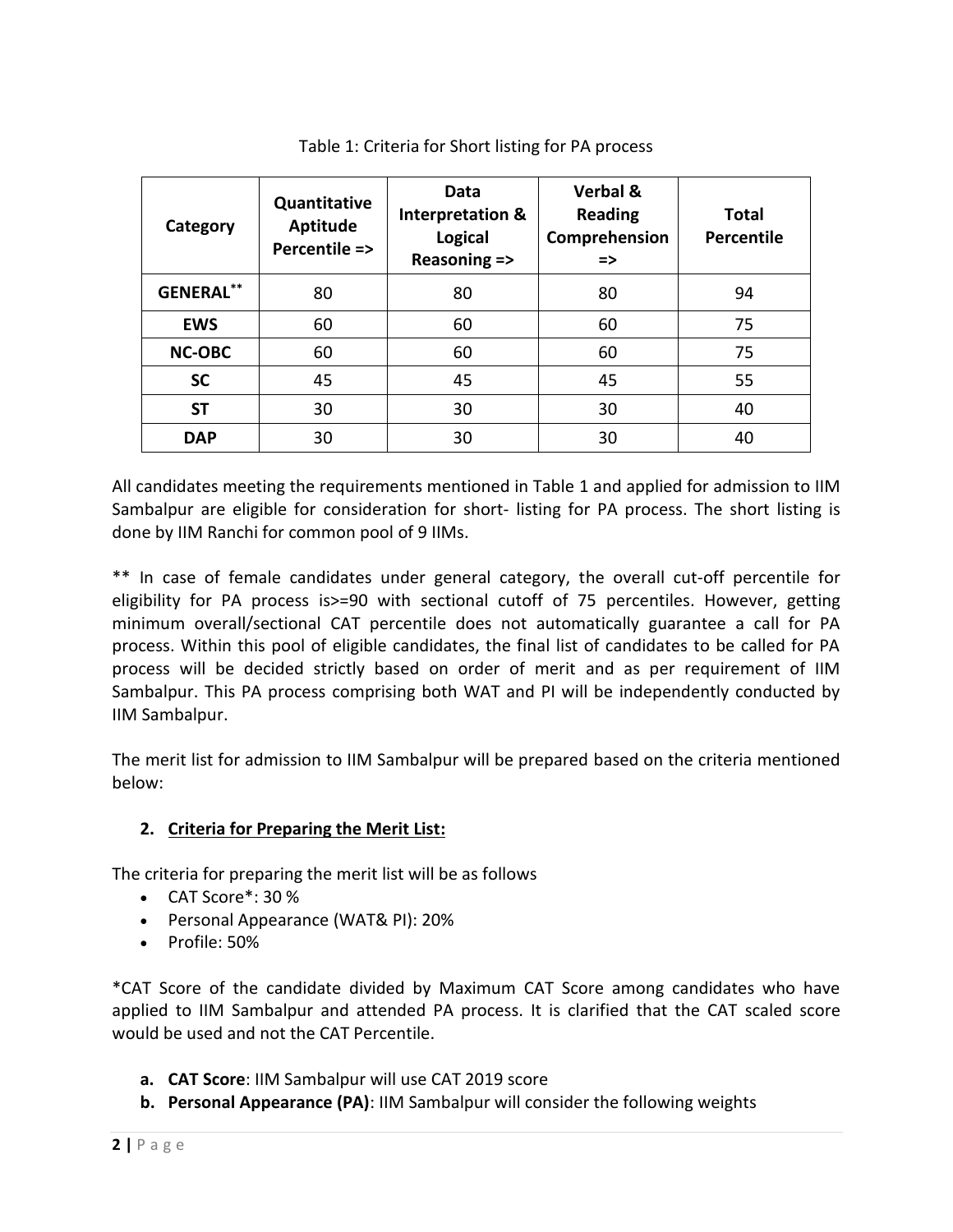Table 1: Criteria for Short listing for PA process

| Category | Quantitative Aptitude Percentile => | Data Interpretation & Logical Reasoning => | Verbal & Reading Comprehension => | Total Percentile |
|---|---|---|---|---|
| GENERAL** | 80 | 80 | 80 | 94 |
| EWS | 60 | 60 | 60 | 75 |
| NC-OBC | 60 | 60 | 60 | 75 |
| SC | 45 | 45 | 45 | 55 |
| ST | 30 | 30 | 30 | 40 |
| DAP | 30 | 30 | 30 | 40 |

All candidates meeting the requirements mentioned in Table 1 and applied for admission to IIM Sambalpur are eligible for consideration for short- listing for PA process. The short listing is done by IIM Ranchi for common pool of 9 IIMs.

** In case of female candidates under general category, the overall cut-off percentile for eligibility for PA process is>=90 with sectional cutoff of 75 percentiles. However, getting minimum overall/sectional CAT percentile does not automatically guarantee a call for PA process. Within this pool of eligible candidates, the final list of candidates to be called for PA process will be decided strictly based on order of merit and as per requirement of IIM Sambalpur. This PA process comprising both WAT and PI will be independently conducted by IIM Sambalpur.

The merit list for admission to IIM Sambalpur will be prepared based on the criteria mentioned below:

## 2. Criteria for Preparing the Merit List:

The criteria for preparing the merit list will be as follows

- CAT Score*: 30 %
- Personal Appearance (WAT& PI): 20%
- Profile: 50%

*CAT Score of the candidate divided by Maximum CAT Score among candidates who have applied to IIM Sambalpur and attended PA process. It is clarified that the CAT scaled score would be used and not the CAT Percentile.

a. **CAT Score**: IIM Sambalpur will use CAT 2019 score
b. **Personal Appearance (PA)**: IIM Sambalpur will consider the following weights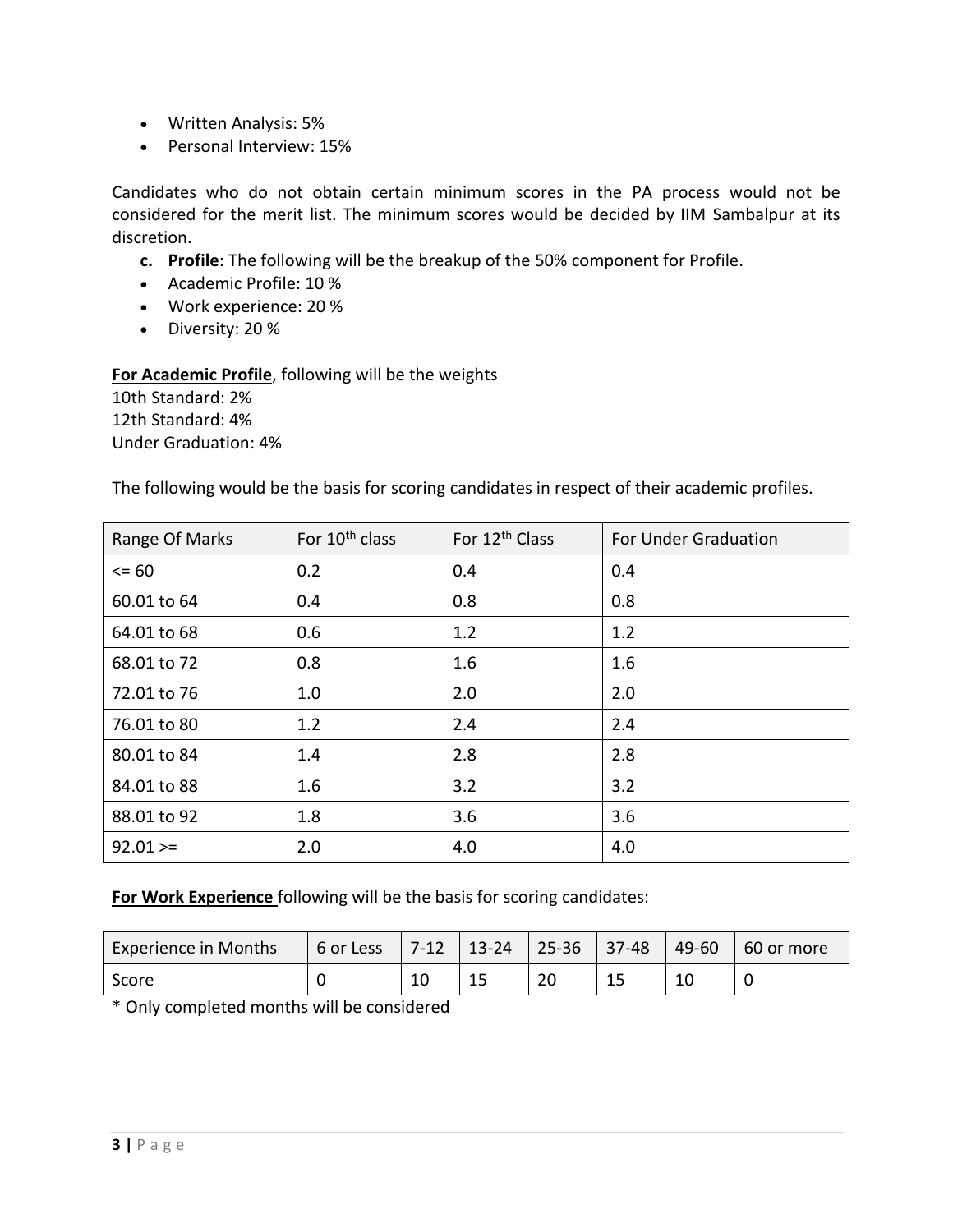- Written Analysis: 5%
- Personal Interview: 15%

Candidates who do not obtain certain minimum scores in the PA process would not be considered for the merit list. The minimum scores would be decided by IIM Sambalpur at its discretion.

**c. Profile**: The following will be the breakup of the 50% component for Profile.

- Academic Profile: 10 %
- Work experience: 20 %
- Diversity: 20 %

**For Academic Profile**, following will be the weights
10th Standard: 2%
12th Standard: 4%
Under Graduation: 4%

The following would be the basis for scoring candidates in respect of their academic profiles.

| Range Of Marks | For 10th class | For 12th Class | For Under Graduation |
|---|---|---|---|
| <= 60 | 0.2 | 0.4 | 0.4 |
| 60.01 to 64 | 0.4 | 0.8 | 0.8 |
| 64.01 to 68 | 0.6 | 1.2 | 1.2 |
| 68.01 to 72 | 0.8 | 1.6 | 1.6 |
| 72.01 to 76 | 1.0 | 2.0 | 2.0 |
| 76.01 to 80 | 1.2 | 2.4 | 2.4 |
| 80.01 to 84 | 1.4 | 2.8 | 2.8 |
| 84.01 to 88 | 1.6 | 3.2 | 3.2 |
| 88.01 to 92 | 1.8 | 3.6 | 3.6 |
| 92.01 >= | 2.0 | 4.0 | 4.0 |

**For Work Experience** following will be the basis for scoring candidates:

| Experience in Months | 6 or Less | 7-12 | 13-24 | 25-36 | 37-48 | 49-60 | 60 or more |
|---|---|---|---|---|---|---|---|
| Score | 0 | 10 | 15 | 20 | 15 | 10 | 0 |

* Only completed months will be considered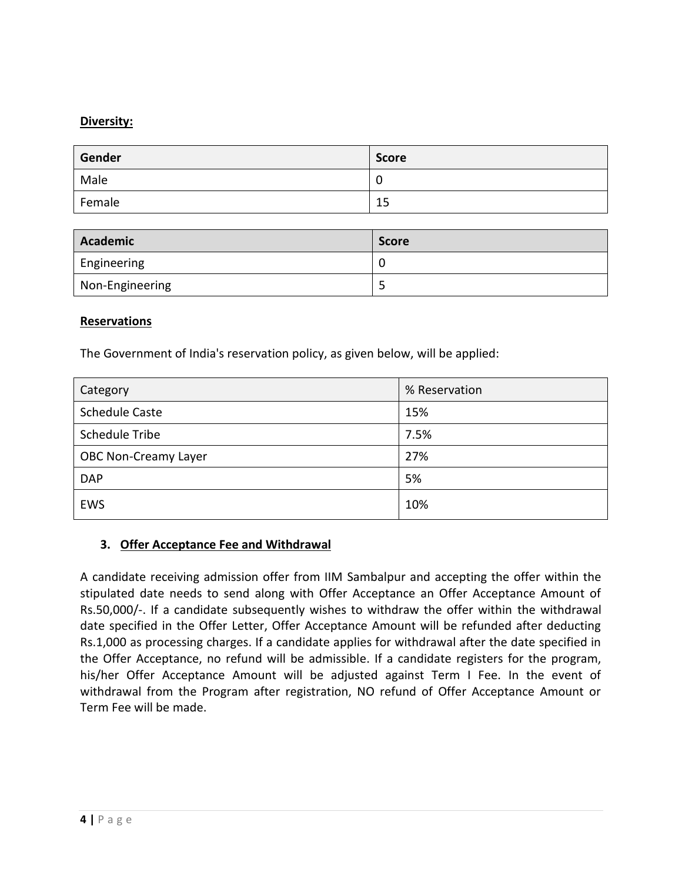**Diversity:**

| Gender | Score |
|---|---|
| Male | 0 |
| Female | 15 |

| Academic | Score |
|---|---|
| Engineering | 0 |
| Non-Engineering | 5 |

**Reservations**

The Government of India's reservation policy, as given below, will be applied:

| Category | % Reservation |
|---|---|
| Schedule Caste | 15% |
| Schedule Tribe | 7.5% |
| OBC Non-Creamy Layer | 27% |
| DAP | 5% |
| EWS | 10% |

### 3. Offer Acceptance Fee and Withdrawal

A candidate receiving admission offer from IIM Sambalpur and accepting the offer within the stipulated date needs to send along with Offer Acceptance an Offer Acceptance Amount of Rs.50,000/-. If a candidate subsequently wishes to withdraw the offer within the withdrawal date specified in the Offer Letter, Offer Acceptance Amount will be refunded after deducting Rs.1,000 as processing charges. If a candidate applies for withdrawal after the date specified in the Offer Acceptance, no refund will be admissible. If a candidate registers for the program, his/her Offer Acceptance Amount will be adjusted against Term I Fee. In the event of withdrawal from the Program after registration, NO refund of Offer Acceptance Amount or Term Fee will be made.